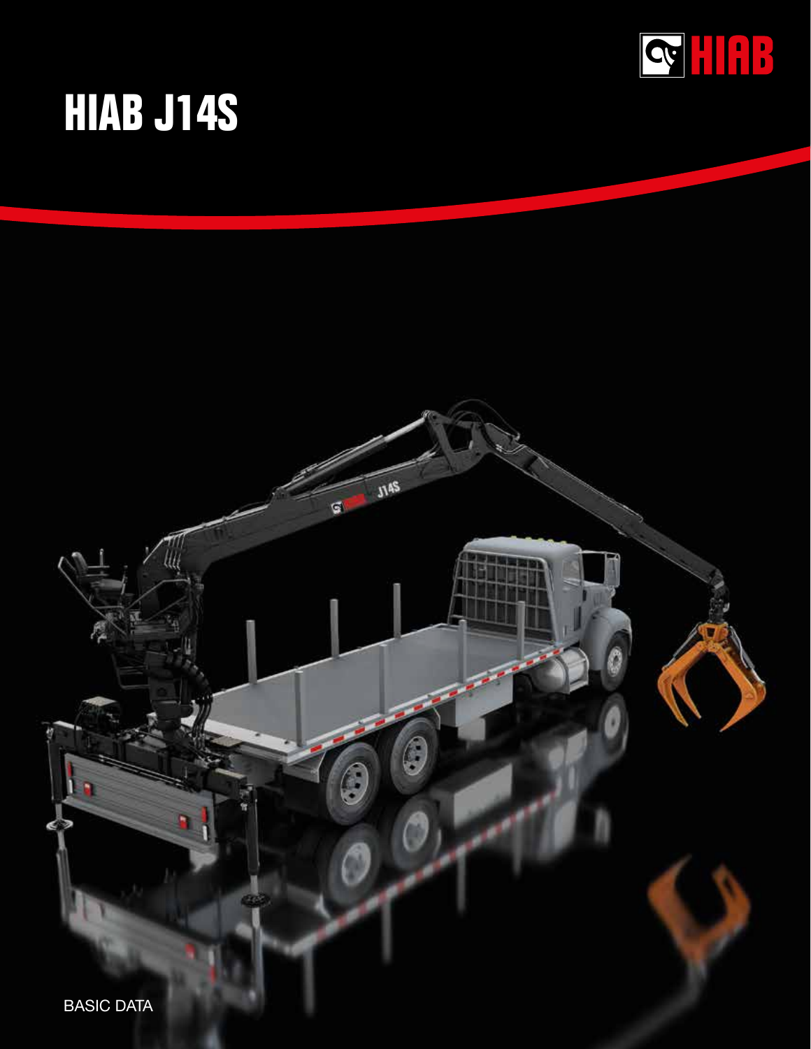# HIAB J14S

BASIC DATA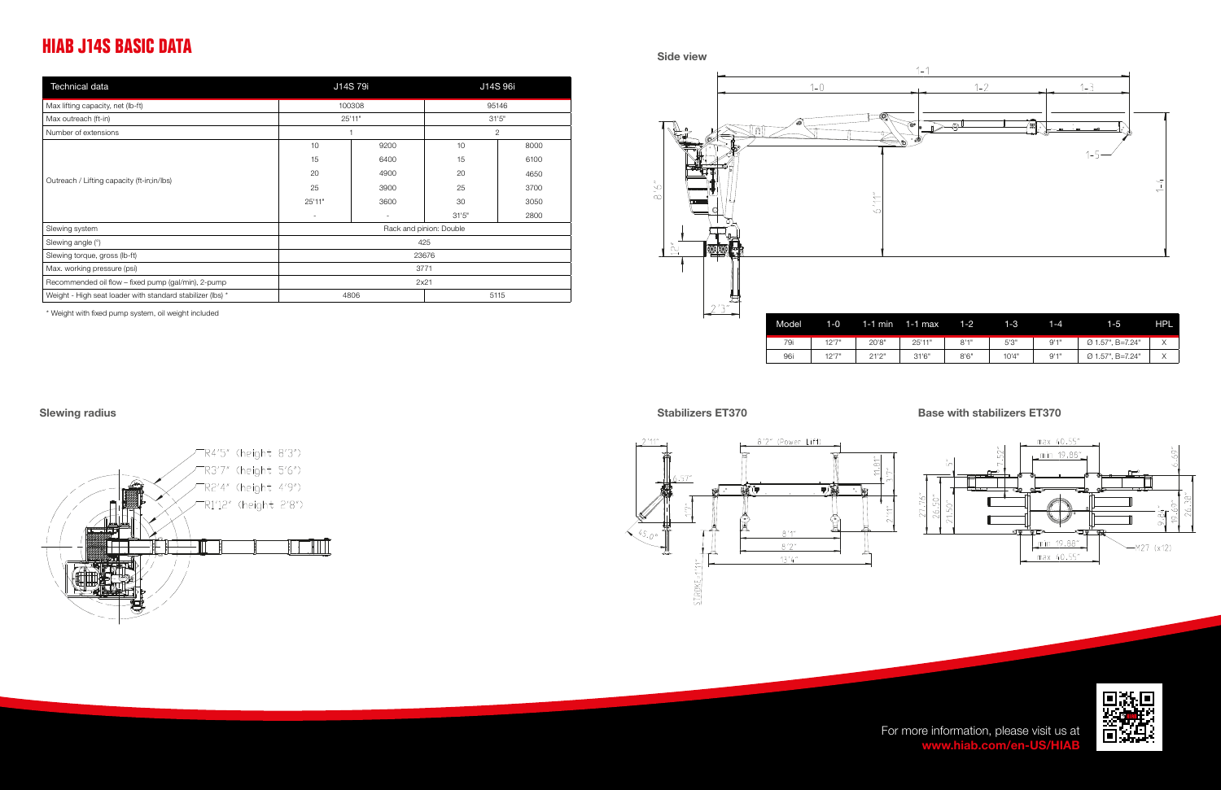# HIAB J14S BASIC DATA

| Technical data | J14S 79i | | J14S 96i | |
|---|---|---|---|---|
| Max lifting capacity, net (lb-ft) | 100308 | | 95146 | |
| Max outreach (ft-in) | 25'11" | | 31'5" | |
| Number of extensions | 1 | | 2 | |
| Outreach / Lifting capacity (ft-in;in/lbs) | 10 | 9200 | 10 | 8000 |
| | 15 | 6400 | 15 | 6100 |
| | 20 | 4900 | 20 | 4650 |
| | 25 | 3900 | 25 | 3700 |
| | 25'11" | 3600 | 30 | 3050 |
| | - | - | 31'5" | 2800 |
| Slewing system | Rack and pinion: Double | | | |
| Slewing angle (°) | 425 | | | |
| Slewing torque, gross (lb-ft) | 23676 | | | |
| Max. working pressure (psi) | 3771 | | | |
| Recommended oil flow – fixed pump (gal/min), 2-pump | 2x21 | | | |
| Weight - High seat loader with standard stabilizer (lbs) * | 4806 | | 5115 | |

\* Weight with fixed pump system, oil weight included

## Side view

| Model | 1-0 | 1-1 min | 1-1 max | 1-2 | 1-3 | 1-4 | 1-5 | HPL |
|---|---|---|---|---|---|---|---|---|
| 79i | 12'7" | 20'8" | 25'11" | 8'1" | 5'3" | 9'1" | Ø 1.57", B=7.24" | X |
| 96i | 12'7" | 21'2" | 31'6" | 8'6" | 10'4" | 9'1" | Ø 1.57", B=7.24" | X |

## Slewing radius

## Stabilizers ET370

## Base with stabilizers ET370

For more information, please visit us at
**www.hiab.com/en-US/HIAB**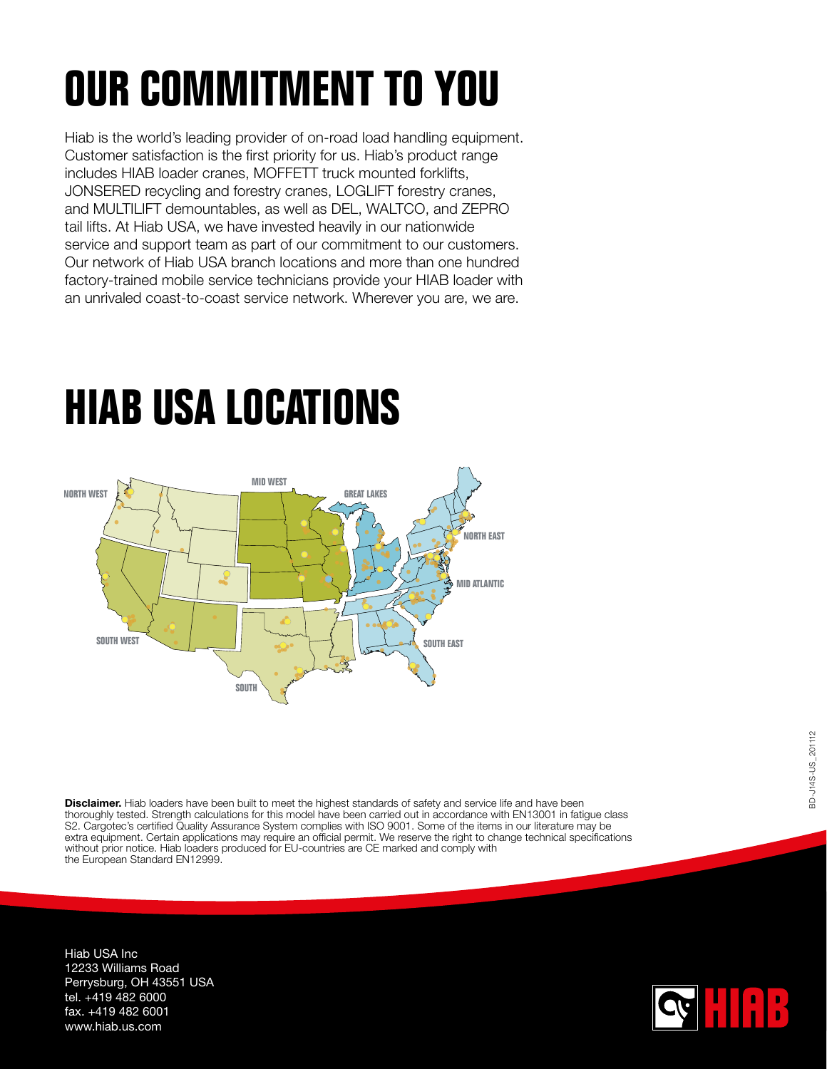# OUR COMMITMENT TO YOU

Hiab is the world's leading provider of on-road load handling equipment. Customer satisfaction is the first priority for us. Hiab's product range includes HIAB loader cranes, MOFFETT truck mounted forklifts, JONSERED recycling and forestry cranes, LOGLIFT forestry cranes, and MULTILIFT demountables, as well as DEL, WALTCO, and ZEPRO tail lifts. At Hiab USA, we have invested heavily in our nationwide service and support team as part of our commitment to our customers. Our network of Hiab USA branch locations and more than one hundred factory-trained mobile service technicians provide your HIAB loader with an unrivaled coast-to-coast service network. Wherever you are, we are.

# HIAB USA LOCATIONS

NORTH WEST

MID WEST

GREAT LAKES

NORTH EAST

MID ATLANTIC

SOUTH WEST

SOUTH EAST

SOUTH

**Disclaimer.** Hiab loaders have been built to meet the highest standards of safety and service life and have been thoroughly tested. Strength calculations for this model have been carried out in accordance with EN13001 in fatigue class S2. Cargotec's certified Quality Assurance System complies with ISO 9001. Some of the items in our literature may be extra equipment. Certain applications may require an official permit. We reserve the right to change technical specifications without prior notice. Hiab loaders produced for EU-countries are CE marked and comply with the European Standard EN12999.

BD-J14S-US_201112

Hiab USA Inc
12233 Williams Road
Perrysburg, OH 43551 USA
tel. +419 482 6000
fax. +419 482 6001
www.hiab.us.com

HIAB